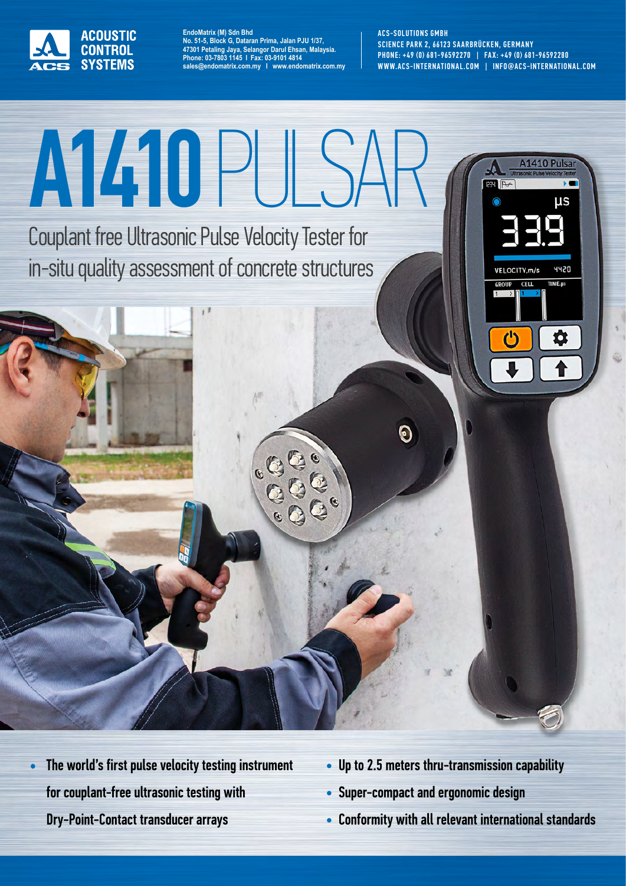ACOUSTIC CONTROL SYSTEMS

EndoMatrix (M) Sdn Bhd
No. 51-5, Block G, Dataran Prima, Jalan PJU 1/37,
47301 Petaling Jaya, Selangor Darul Ehsan, Malaysia.
Phone: 03-7803 1145 I Fax: 03-9101 4814
sales@endomatrix.com.my I www.endomatrix.com.my

ACS-SOLUTIONS GMBH
SCIENCE PARK 2, 66123 SAARBRÜCKEN, GERMANY
PHONE: +49 (0) 681-96592270 | FAX: +49 (0) 681-96592280
WWW.ACS-INTERNATIONAL.COM | INFO@ACS-INTERNATIONAL.COM

# A1410 PULSAR

## Couplant free Ultrasonic Pulse Velocity Tester for in-situ quality assessment of concrete structures

- **The world's first pulse velocity testing instrument for couplant-free ultrasonic testing with Dry-Point-Contact transducer arrays**
- **Up to 2.5 meters thru-transmission capability**
- **Super-compact and ergonomic design**
- **Conformity with all relevant international standards**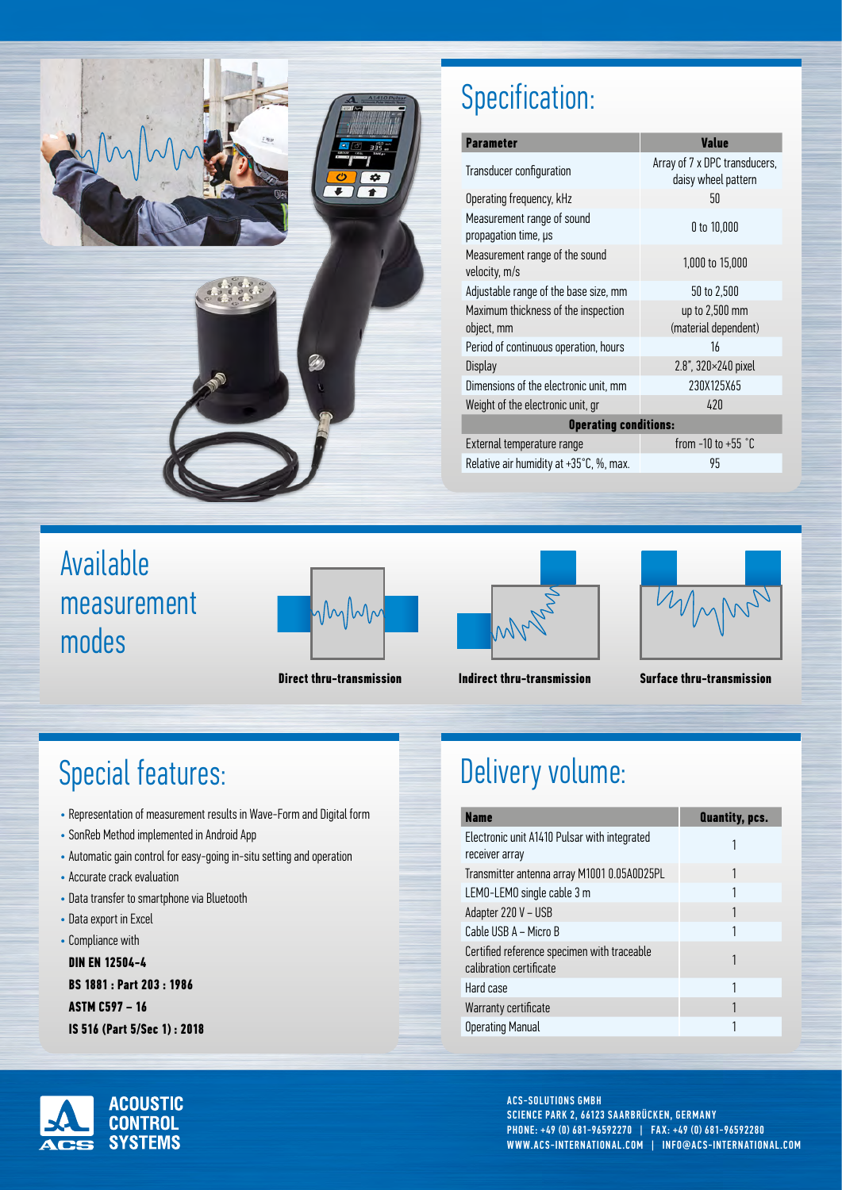## Specification:

| Parameter | Value |
|---|---|
| Transducer configuration | Array of 7 x DPC transducers, daisy wheel pattern |
| Operating frequency, kHz | 50 |
| Measurement range of sound propagation time, µs | 0 to 10,000 |
| Measurement range of the sound velocity, m/s | 1,000 to 15,000 |
| Adjustable range of the base size, mm | 50 to 2,500 |
| Maximum thickness of the inspection object, mm | up to 2,500 mm (material dependent) |
| Period of continuous operation, hours | 16 |
| Display | 2.8", 320×240 pixel |
| Dimensions of the electronic unit, mm | 230X125X65 |
| Weight of the electronic unit, gr | 420 |
| **Operating conditions:** | |
| External temperature range | from -10 to +55 °C |
| Relative air humidity at +35°C, %, max. | 95 |

## Available measurement modes

**Direct thru-transmission**

**Indirect thru-transmission**

**Surface thru-transmission**

## Special features:

- Representation of measurement results in Wave-Form and Digital form
- SonReb Method implemented in Android App
- Automatic gain control for easy-going in-situ setting and operation
- Accurate crack evaluation
- Data transfer to smartphone via Bluetooth
- Data export in Excel
- Compliance with

  **DIN EN 12504-4**

  **BS 1881 : Part 203 : 1986**

  **ASTM C597 – 16**

  **IS 516 (Part 5/Sec 1) : 2018**

## Delivery volume:

| Name | Quantity, pcs. |
|---|---|
| Electronic unit A1410 Pulsar with integrated receiver array | 1 |
| Transmitter antenna array M1001 0.05A0D25PL | 1 |
| LEMO-LEMO single cable 3 m | 1 |
| Adapter 220 V – USB | 1 |
| Cable USB A – Micro B | 1 |
| Certified reference specimen with traceable calibration certificate | 1 |
| Hard case | 1 |
| Warranty certificate | 1 |
| Operating Manual | 1 |

**ACOUSTIC CONTROL SYSTEMS**

ACS-SOLUTIONS GMBH
SCIENCE PARK 2, 66123 SAARBRÜCKEN, GERMANY
PHONE: +49 (0) 681-96592270 | FAX: +49 (0) 681-96592280
WWW.ACS-INTERNATIONAL.COM | INFO@ACS-INTERNATIONAL.COM